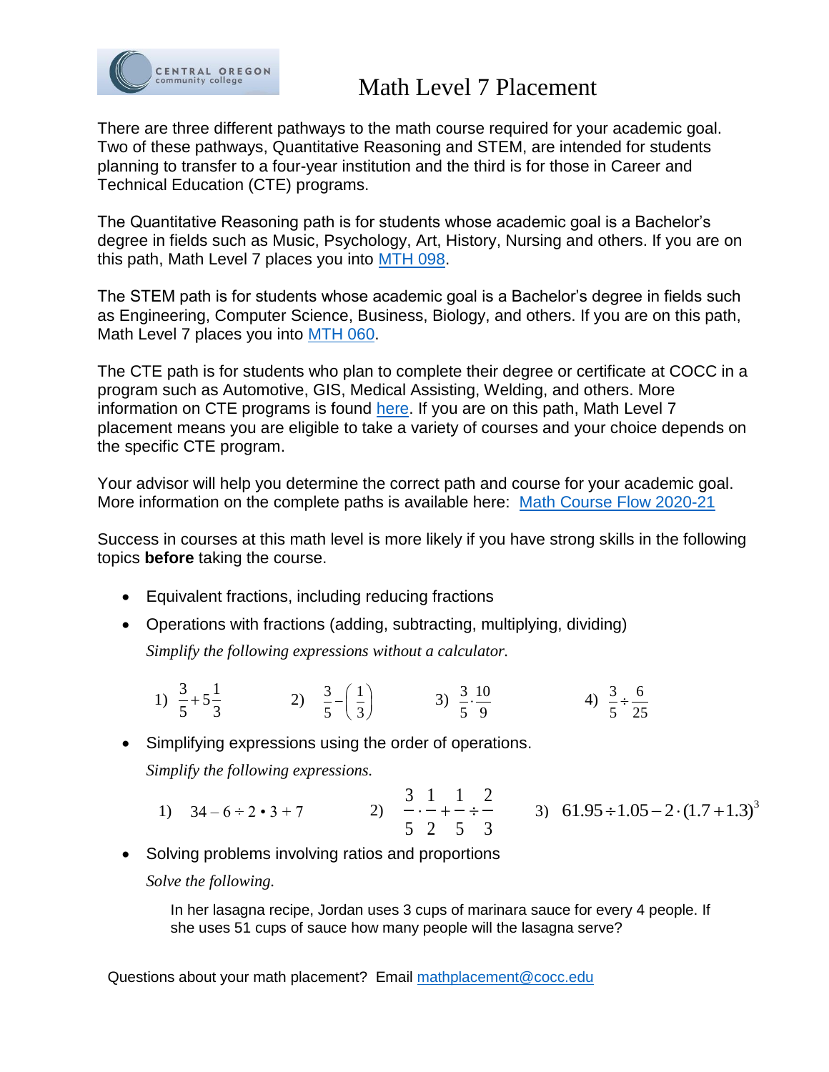# Math Level 7 Placement

There are three different pathways to the math course required for your academic goal. Two of these pathways, Quantitative Reasoning and STEM, are intended for students planning to transfer to a four-year institution and the third is for those in Career and Technical Education (CTE) programs.

The Quantitative Reasoning path is for students whose academic goal is a Bachelor's degree in fields such as Music, Psychology, Art, History, Nursing and others. If you are on this path, Math Level 7 places you into MTH 098.

The STEM path is for students whose academic goal is a Bachelor's degree in fields such as Engineering, Computer Science, Business, Biology, and others. If you are on this path, Math Level 7 places you into MTH 060.

The CTE path is for students who plan to complete their degree or certificate at COCC in a program such as Automotive, GIS, Medical Assisting, Welding, and others. More information on CTE programs is found here. If you are on this path, Math Level 7 placement means you are eligible to take a variety of courses and your choice depends on the specific CTE program.

Your advisor will help you determine the correct path and course for your academic goal. More information on the complete paths is available here: Math Course Flow 2020-21

Success in courses at this math level is more likely if you have strong skills in the following topics **before** taking the course.

- Equivalent fractions, including reducing fractions
- Operations with fractions (adding, subtracting, multiplying, dividing)

  *Simplify the following expressions without a calculator.*

  1) $\frac{3}{5}+5\frac{1}{3}$ 2) $\frac{3}{5}-\left(\frac{1}{3}\right)$ 3) $\frac{3}{5}\cdot\frac{10}{9}$ 4) $\frac{3}{5}\div\frac{6}{25}$

- Simplifying expressions using the order of operations.

  *Simplify the following expressions.*

  1) $34-6\div 2\bullet 3+7$ 2) $\frac{3}{5}\cdot\frac{1}{2}+\frac{1}{5}\div\frac{2}{3}$ 3) $61.95\div 1.05-2\cdot(1.7+1.3)^3$

- Solving problems involving ratios and proportions

  *Solve the following.*

  In her lasagna recipe, Jordan uses 3 cups of marinara sauce for every 4 people. If she uses 51 cups of sauce how many people will the lasagna serve?

Questions about your math placement? Email mathplacement@cocc.edu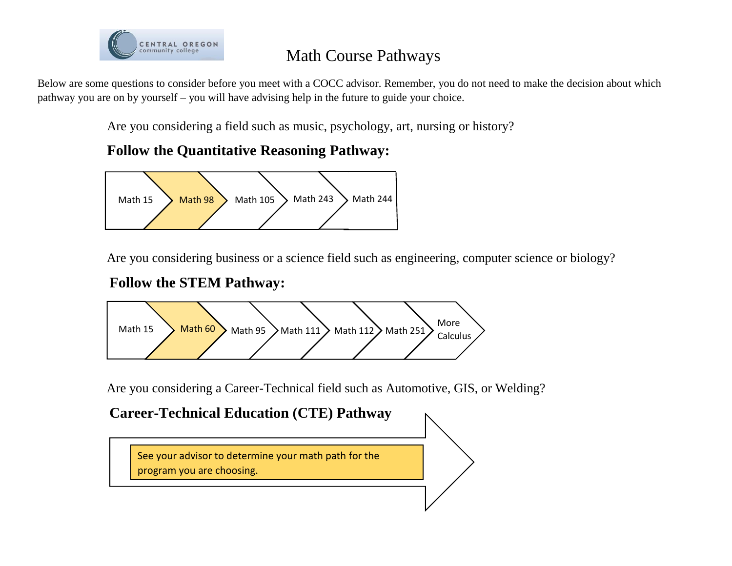# Math Course Pathways

Below are some questions to consider before you meet with a COCC advisor. Remember, you do not need to make the decision about which pathway you are on by yourself – you will have advising help in the future to guide your choice.

Are you considering a field such as music, psychology, art, nursing or history?

## Follow the Quantitative Reasoning Pathway:

Math 15 → **Math 98** → Math 105 → Math 243 → Math 244

Are you considering business or a science field such as engineering, computer science or biology?

## Follow the STEM Pathway:

Math 15 → **Math 60** → Math 95 → Math 111 → Math 112 → Math 251 → More Calculus

Are you considering a Career-Technical field such as Automotive, GIS, or Welding?

## Career-Technical Education (CTE) Pathway

See your advisor to determine your math path for the program you are choosing.